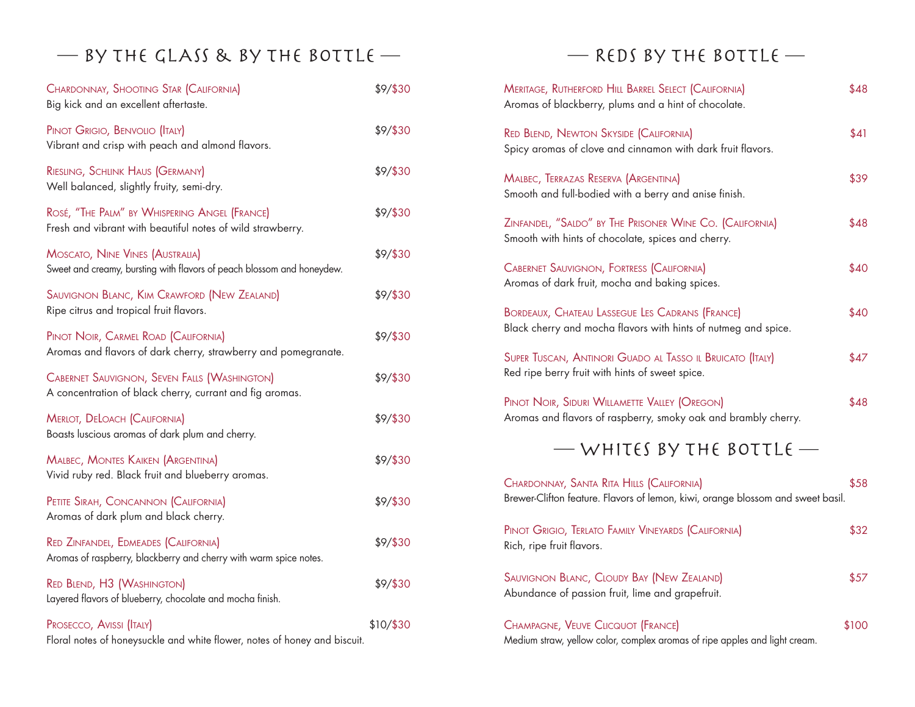## — BY THE GLASS & BY THE BOTTLE —

Chardonnay, Shooting Star (California) — $9/$30
Big kick and an excellent aftertaste.

Pinot Grigio, Benvolio (Italy) — $9/$30
Vibrant and crisp with peach and almond flavors.

Riesling, Schlink Haus (Germany) — $9/$30
Well balanced, slightly fruity, semi-dry.

Rosé, "The Palm" by Whispering Angel (France) — $9/$30
Fresh and vibrant with beautiful notes of wild strawberry.

Moscato, Nine Vines (Australia) — $9/$30
Sweet and creamy, bursting with flavors of peach blossom and honeydew.

Sauvignon Blanc, Kim Crawford (New Zealand) — $9/$30
Ripe citrus and tropical fruit flavors.

Pinot Noir, Carmel Road (California) — $9/$30
Aromas and flavors of dark cherry, strawberry and pomegranate.

Cabernet Sauvignon, Seven Falls (Washington) — $9/$30
A concentration of black cherry, currant and fig aromas.

Merlot, DeLoach (California) — $9/$30
Boasts luscious aromas of dark plum and cherry.

Malbec, Montes Kaiken (Argentina) — $9/$30
Vivid ruby red. Black fruit and blueberry aromas.

Petite Sirah, Concannon (California) — $9/$30
Aromas of dark plum and black cherry.

Red Zinfandel, Edmeades (California) — $9/$30
Aromas of raspberry, blackberry and cherry with warm spice notes.

Red Blend, H3 (Washington) — $9/$30
Layered flavors of blueberry, chocolate and mocha finish.

Prosecco, Avissi (Italy) — $10/$30
Floral notes of honeysuckle and white flower, notes of honey and biscuit.

## — REDS BY THE BOTTLE —

Meritage, Rutherford Hill Barrel Select (California) — $48
Aromas of blackberry, plums and a hint of chocolate.

Red Blend, Newton Skyside (California) — $41
Spicy aromas of clove and cinnamon with dark fruit flavors.

Malbec, Terrazas Reserva (Argentina) — $39
Smooth and full-bodied with a berry and anise finish.

Zinfandel, "Saldo" by The Prisoner Wine Co. (California) — $48
Smooth with hints of chocolate, spices and cherry.

Cabernet Sauvignon, Fortress (California) — $40
Aromas of dark fruit, mocha and baking spices.

Bordeaux, Chateau Lassegue Les Cadrans (France) — $40
Black cherry and mocha flavors with hints of nutmeg and spice.

Super Tuscan, Antinori Guado al Tasso il Bruicato (Italy) — $47
Red ripe berry fruit with hints of sweet spice.

Pinot Noir, Siduri Willamette Valley (Oregon) — $48
Aromas and flavors of raspberry, smoky oak and brambly cherry.

## — WHITES BY THE BOTTLE —

Chardonnay, Santa Rita Hills (California) — $58
Brewer-Clifton feature. Flavors of lemon, kiwi, orange blossom and sweet basil.

Pinot Grigio, Terlato Family Vineyards (California) — $32
Rich, ripe fruit flavors.

Sauvignon Blanc, Cloudy Bay (New Zealand) — $57
Abundance of passion fruit, lime and grapefruit.

Champagne, Veuve Clicquot (France) — $100
Medium straw, yellow color, complex aromas of ripe apples and light cream.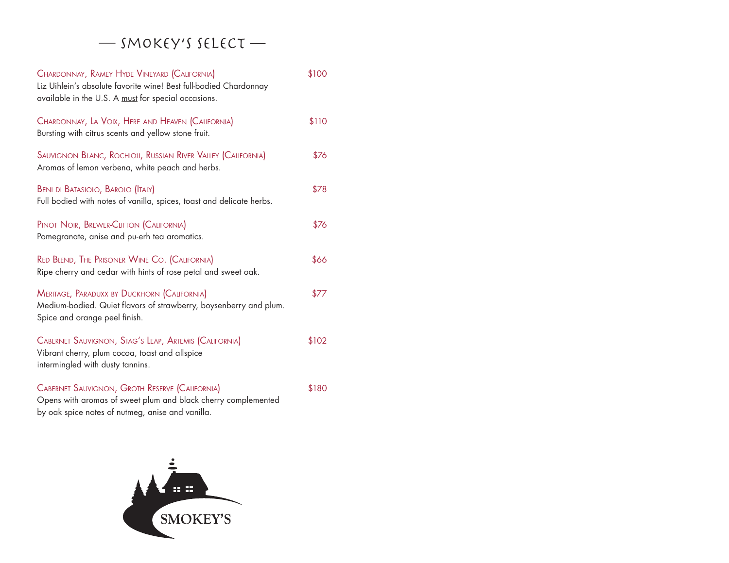## — Smokey's Select —

**Chardonnay, Ramey Hyde Vineyard (California)** $100
Liz Uihlein's absolute favorite wine! Best full-bodied Chardonnay available in the U.S. A must for special occasions.

**Chardonnay, La Voix, Here and Heaven (California)** $110
Bursting with citrus scents and yellow stone fruit.

**Sauvignon Blanc, Rochioli, Russian River Valley (California)** $76
Aromas of lemon verbena, white peach and herbs.

**Beni di Batasiolo, Barolo (Italy)** $78
Full bodied with notes of vanilla, spices, toast and delicate herbs.

**Pinot Noir, Brewer-Clifton (California)** $76
Pomegranate, anise and pu-erh tea aromatics.

**Red Blend, The Prisoner Wine Co. (California)** $66
Ripe cherry and cedar with hints of rose petal and sweet oak.

**Meritage, Paraduxx by Duckhorn (California)** $77
Medium-bodied. Quiet flavors of strawberry, boysenberry and plum. Spice and orange peel finish.

**Cabernet Sauvignon, Stag's Leap, Artemis (California)** $102
Vibrant cherry, plum cocoa, toast and allspice intermingled with dusty tannins.

**Cabernet Sauvignon, Groth Reserve (California)** $180
Opens with aromas of sweet plum and black cherry complemented by oak spice notes of nutmeg, anise and vanilla.

SMOKEY'S